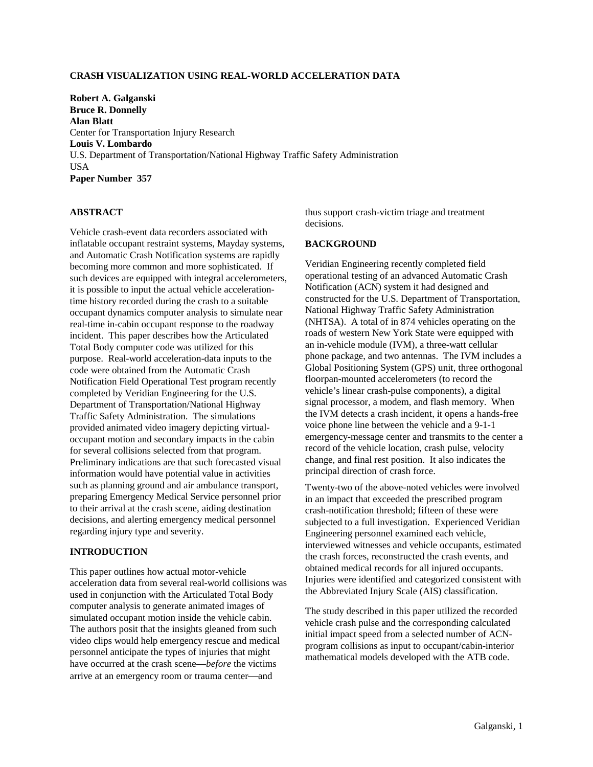# CRASH VISUALIZATION USING REAL-WORLD ACCELERATION DATA

**Robert A. Galganski**
**Bruce R. Donnelly**
**Alan Blatt**
Center for Transportation Injury Research
**Louis V. Lombardo**
U.S. Department of Transportation/National Highway Traffic Safety Administration
USA
**Paper Number 357**

## ABSTRACT

Vehicle crash-event data recorders associated with inflatable occupant restraint systems, Mayday systems, and Automatic Crash Notification systems are rapidly becoming more common and more sophisticated. If such devices are equipped with integral accelerometers, it is possible to input the actual vehicle acceleration-time history recorded during the crash to a suitable occupant dynamics computer analysis to simulate near real-time in-cabin occupant response to the roadway incident. This paper describes how the Articulated Total Body computer code was utilized for this purpose. Real-world acceleration-data inputs to the code were obtained from the Automatic Crash Notification Field Operational Test program recently completed by Veridian Engineering for the U.S. Department of Transportation/National Highway Traffic Safety Administration. The simulations provided animated video imagery depicting virtual-occupant motion and secondary impacts in the cabin for several collisions selected from that program. Preliminary indications are that such forecasted visual information would have potential value in activities such as planning ground and air ambulance transport, preparing Emergency Medical Service personnel prior to their arrival at the crash scene, aiding destination decisions, and alerting emergency medical personnel regarding injury type and severity.

## INTRODUCTION

This paper outlines how actual motor-vehicle acceleration data from several real-world collisions was used in conjunction with the Articulated Total Body computer analysis to generate animated images of simulated occupant motion inside the vehicle cabin. The authors posit that the insights gleaned from such video clips would help emergency rescue and medical personnel anticipate the types of injuries that might have occurred at the crash scene—*before* the victims arrive at an emergency room or trauma center—and thus support crash-victim triage and treatment decisions.

## BACKGROUND

Veridian Engineering recently completed field operational testing of an advanced Automatic Crash Notification (ACN) system it had designed and constructed for the U.S. Department of Transportation, National Highway Traffic Safety Administration (NHTSA). A total of in 874 vehicles operating on the roads of western New York State were equipped with an in-vehicle module (IVM), a three-watt cellular phone package, and two antennas. The IVM includes a Global Positioning System (GPS) unit, three orthogonal floorpan-mounted accelerometers (to record the vehicle's linear crash-pulse components), a digital signal processor, a modem, and flash memory. When the IVM detects a crash incident, it opens a hands-free voice phone line between the vehicle and a 9-1-1 emergency-message center and transmits to the center a record of the vehicle location, crash pulse, velocity change, and final rest position. It also indicates the principal direction of crash force.

Twenty-two of the above-noted vehicles were involved in an impact that exceeded the prescribed program crash-notification threshold; fifteen of these were subjected to a full investigation. Experienced Veridian Engineering personnel examined each vehicle, interviewed witnesses and vehicle occupants, estimated the crash forces, reconstructed the crash events, and obtained medical records for all injured occupants. Injuries were identified and categorized consistent with the Abbreviated Injury Scale (AIS) classification.

The study described in this paper utilized the recorded vehicle crash pulse and the corresponding calculated initial impact speed from a selected number of ACN-program collisions as input to occupant/cabin-interior mathematical models developed with the ATB code.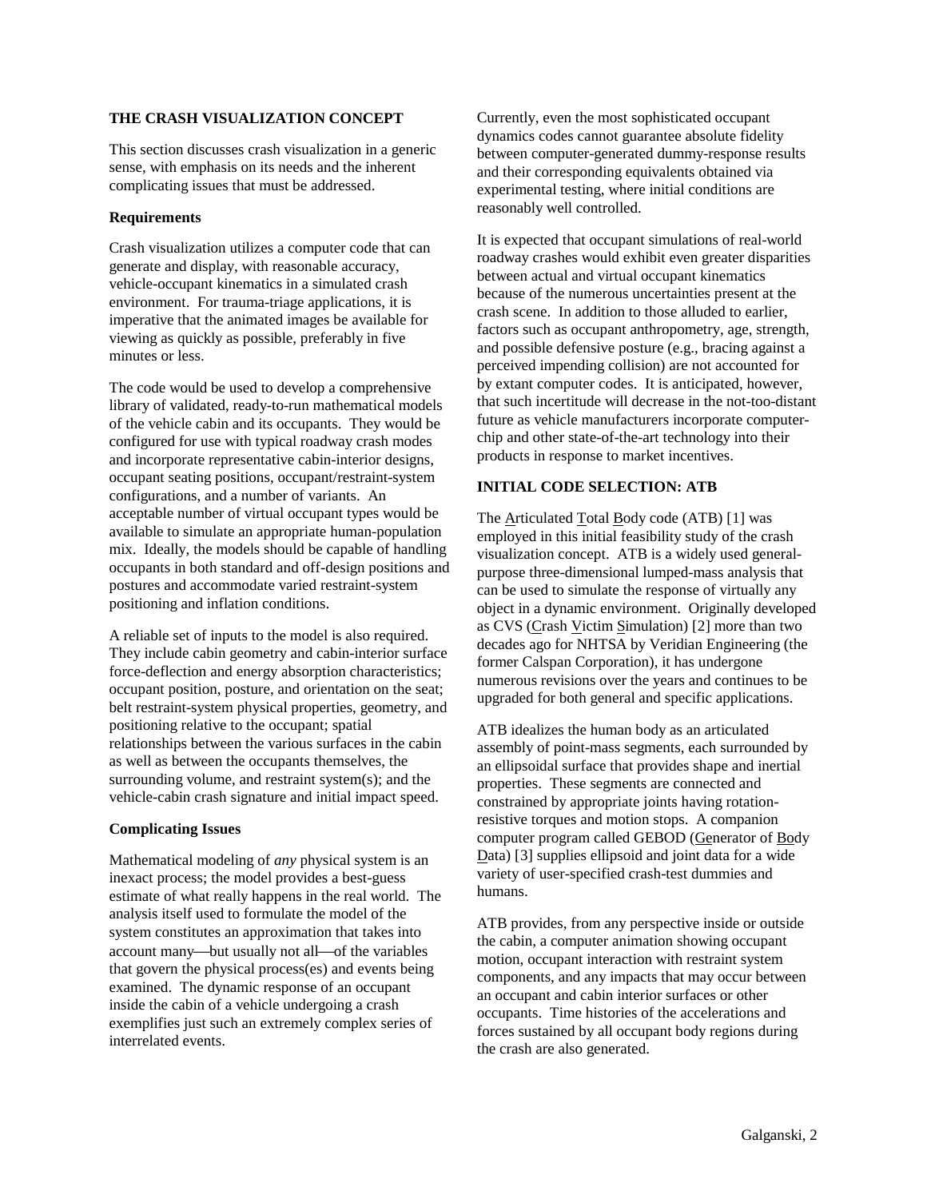## THE CRASH VISUALIZATION CONCEPT

This section discusses crash visualization in a generic sense, with emphasis on its needs and the inherent complicating issues that must be addressed.

### Requirements

Crash visualization utilizes a computer code that can generate and display, with reasonable accuracy, vehicle-occupant kinematics in a simulated crash environment. For trauma-triage applications, it is imperative that the animated images be available for viewing as quickly as possible, preferably in five minutes or less.

The code would be used to develop a comprehensive library of validated, ready-to-run mathematical models of the vehicle cabin and its occupants. They would be configured for use with typical roadway crash modes and incorporate representative cabin-interior designs, occupant seating positions, occupant/restraint-system configurations, and a number of variants. An acceptable number of virtual occupant types would be available to simulate an appropriate human-population mix. Ideally, the models should be capable of handling occupants in both standard and off-design positions and postures and accommodate varied restraint-system positioning and inflation conditions.

A reliable set of inputs to the model is also required. They include cabin geometry and cabin-interior surface force-deflection and energy absorption characteristics; occupant position, posture, and orientation on the seat; belt restraint-system physical properties, geometry, and positioning relative to the occupant; spatial relationships between the various surfaces in the cabin as well as between the occupants themselves, the surrounding volume, and restraint system(s); and the vehicle-cabin crash signature and initial impact speed.

### Complicating Issues

Mathematical modeling of *any* physical system is an inexact process; the model provides a best-guess estimate of what really happens in the real world. The analysis itself used to formulate the model of the system constitutes an approximation that takes into account many—but usually not all—of the variables that govern the physical process(es) and events being examined. The dynamic response of an occupant inside the cabin of a vehicle undergoing a crash exemplifies just such an extremely complex series of interrelated events.

Currently, even the most sophisticated occupant dynamics codes cannot guarantee absolute fidelity between computer-generated dummy-response results and their corresponding equivalents obtained via experimental testing, where initial conditions are reasonably well controlled.

It is expected that occupant simulations of real-world roadway crashes would exhibit even greater disparities between actual and virtual occupant kinematics because of the numerous uncertainties present at the crash scene. In addition to those alluded to earlier, factors such as occupant anthropometry, age, strength, and possible defensive posture (e.g., bracing against a perceived impending collision) are not accounted for by extant computer codes. It is anticipated, however, that such incertitude will decrease in the not-too-distant future as vehicle manufacturers incorporate computer-chip and other state-of-the-art technology into their products in response to market incentives.

## INITIAL CODE SELECTION: ATB

The Articulated Total Body code (ATB) [1] was employed in this initial feasibility study of the crash visualization concept. ATB is a widely used general-purpose three-dimensional lumped-mass analysis that can be used to simulate the response of virtually any object in a dynamic environment. Originally developed as CVS (Crash Victim Simulation) [2] more than two decades ago for NHTSA by Veridian Engineering (the former Calspan Corporation), it has undergone numerous revisions over the years and continues to be upgraded for both general and specific applications.

ATB idealizes the human body as an articulated assembly of point-mass segments, each surrounded by an ellipsoidal surface that provides shape and inertial properties. These segments are connected and constrained by appropriate joints having rotation-resistive torques and motion stops. A companion computer program called GEBOD (Generator of Body Data) [3] supplies ellipsoid and joint data for a wide variety of user-specified crash-test dummies and humans.

ATB provides, from any perspective inside or outside the cabin, a computer animation showing occupant motion, occupant interaction with restraint system components, and any impacts that may occur between an occupant and cabin interior surfaces or other occupants. Time histories of the accelerations and forces sustained by all occupant body regions during the crash are also generated.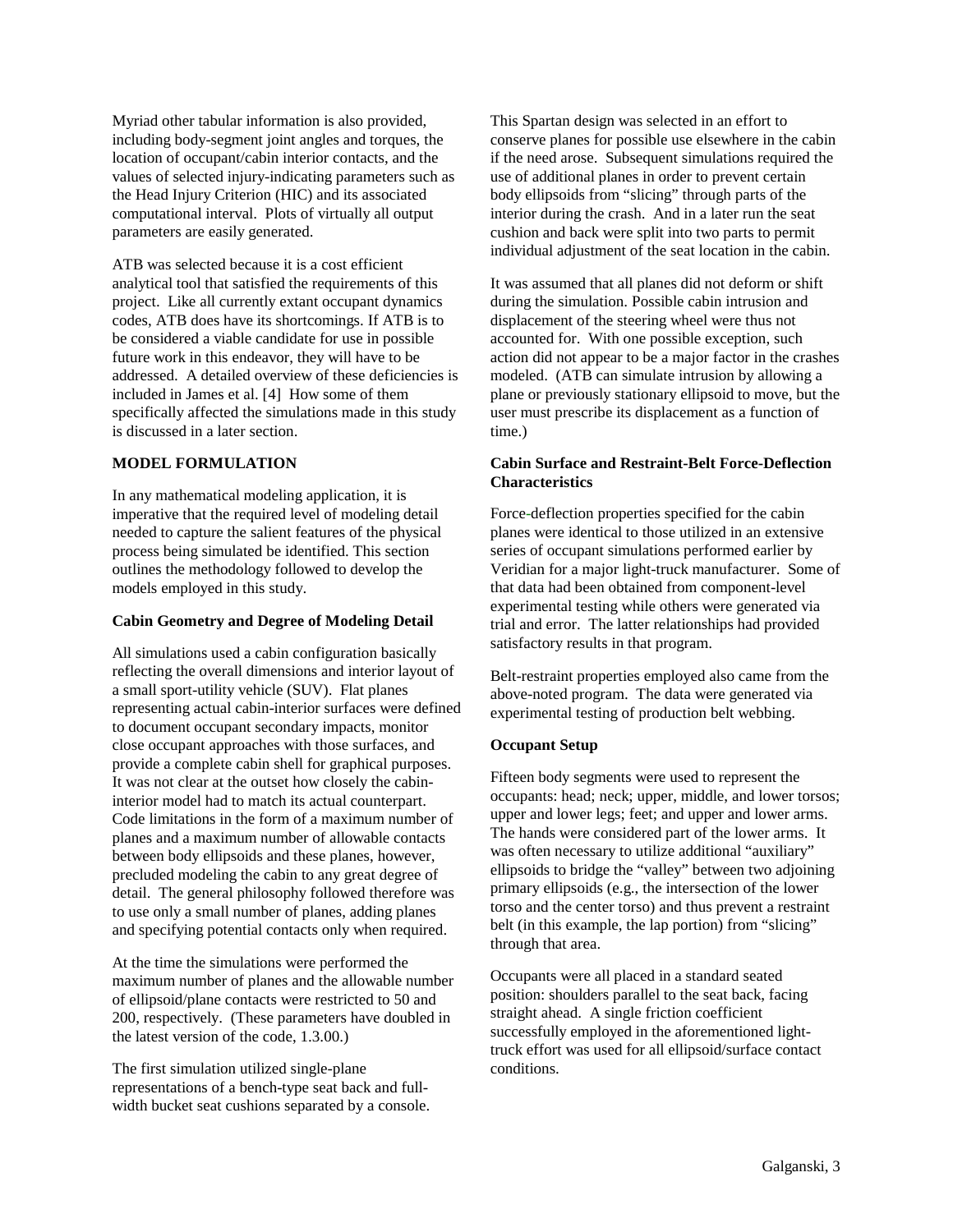Myriad other tabular information is also provided, including body-segment joint angles and torques, the location of occupant/cabin interior contacts, and the values of selected injury-indicating parameters such as the Head Injury Criterion (HIC) and its associated computational interval. Plots of virtually all output parameters are easily generated.

ATB was selected because it is a cost efficient analytical tool that satisfied the requirements of this project. Like all currently extant occupant dynamics codes, ATB does have its shortcomings. If ATB is to be considered a viable candidate for use in possible future work in this endeavor, they will have to be addressed. A detailed overview of these deficiencies is included in James et al. [4] How some of them specifically affected the simulations made in this study is discussed in a later section.

## MODEL FORMULATION

In any mathematical modeling application, it is imperative that the required level of modeling detail needed to capture the salient features of the physical process being simulated be identified. This section outlines the methodology followed to develop the models employed in this study.

### Cabin Geometry and Degree of Modeling Detail

All simulations used a cabin configuration basically reflecting the overall dimensions and interior layout of a small sport-utility vehicle (SUV). Flat planes representing actual cabin-interior surfaces were defined to document occupant secondary impacts, monitor close occupant approaches with those surfaces, and provide a complete cabin shell for graphical purposes. It was not clear at the outset how closely the cabin-interior model had to match its actual counterpart. Code limitations in the form of a maximum number of planes and a maximum number of allowable contacts between body ellipsoids and these planes, however, precluded modeling the cabin to any great degree of detail. The general philosophy followed therefore was to use only a small number of planes, adding planes and specifying potential contacts only when required.

At the time the simulations were performed the maximum number of planes and the allowable number of ellipsoid/plane contacts were restricted to 50 and 200, respectively. (These parameters have doubled in the latest version of the code, 1.3.00.)

The first simulation utilized single-plane representations of a bench-type seat back and full-width bucket seat cushions separated by a console. This Spartan design was selected in an effort to conserve planes for possible use elsewhere in the cabin if the need arose. Subsequent simulations required the use of additional planes in order to prevent certain body ellipsoids from "slicing" through parts of the interior during the crash. And in a later run the seat cushion and back were split into two parts to permit individual adjustment of the seat location in the cabin.

It was assumed that all planes did not deform or shift during the simulation. Possible cabin intrusion and displacement of the steering wheel were thus not accounted for. With one possible exception, such action did not appear to be a major factor in the crashes modeled. (ATB can simulate intrusion by allowing a plane or previously stationary ellipsoid to move, but the user must prescribe its displacement as a function of time.)

### Cabin Surface and Restraint-Belt Force-Deflection Characteristics

Force-deflection properties specified for the cabin planes were identical to those utilized in an extensive series of occupant simulations performed earlier by Veridian for a major light-truck manufacturer. Some of that data had been obtained from component-level experimental testing while others were generated via trial and error. The latter relationships had provided satisfactory results in that program.

Belt-restraint properties employed also came from the above-noted program. The data were generated via experimental testing of production belt webbing.

### Occupant Setup

Fifteen body segments were used to represent the occupants: head; neck; upper, middle, and lower torsos; upper and lower legs; feet; and upper and lower arms. The hands were considered part of the lower arms. It was often necessary to utilize additional "auxiliary" ellipsoids to bridge the "valley" between two adjoining primary ellipsoids (e.g., the intersection of the lower torso and the center torso) and thus prevent a restraint belt (in this example, the lap portion) from "slicing" through that area.

Occupants were all placed in a standard seated position: shoulders parallel to the seat back, facing straight ahead. A single friction coefficient successfully employed in the aforementioned light-truck effort was used for all ellipsoid/surface contact conditions.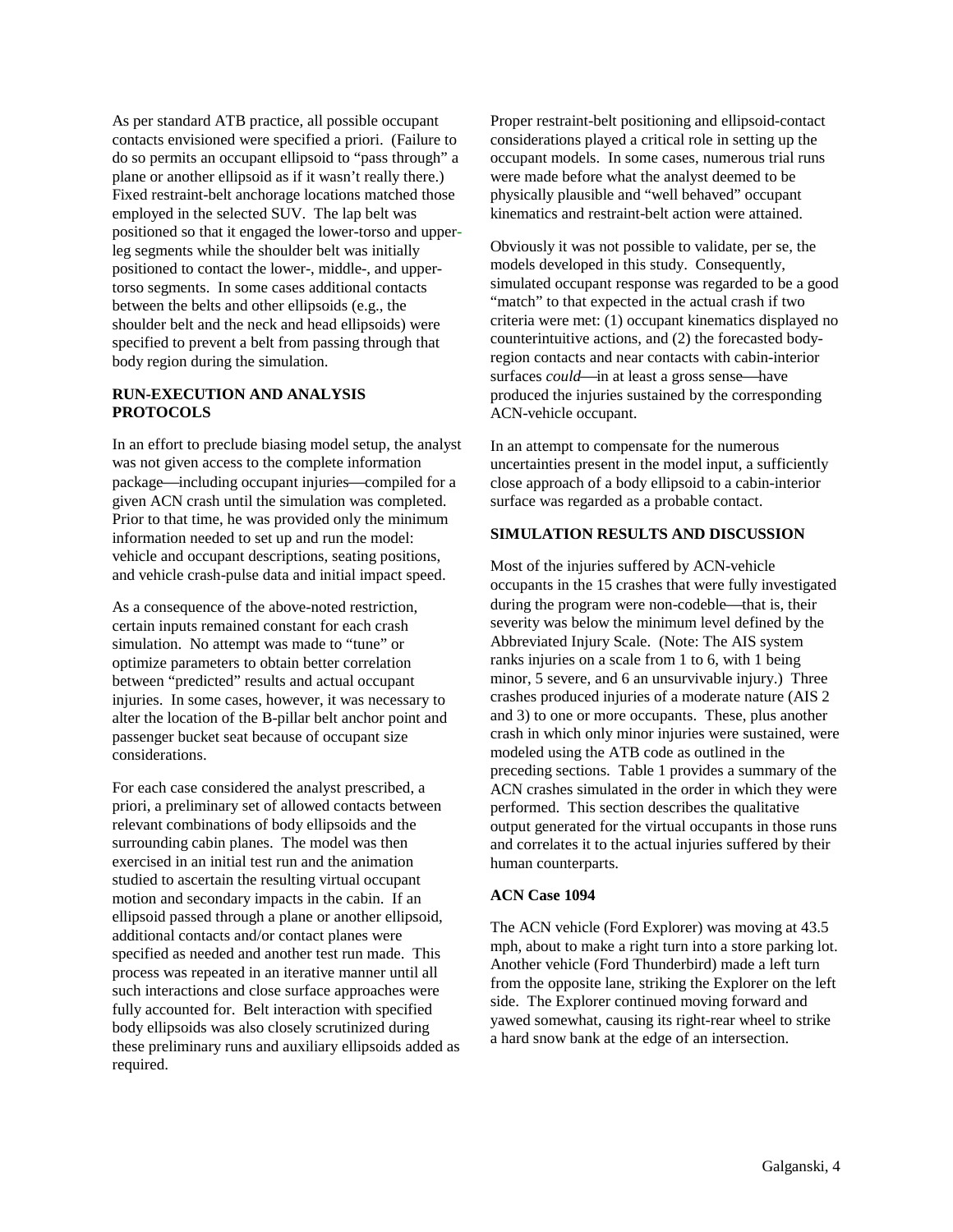As per standard ATB practice, all possible occupant contacts envisioned were specified a priori. (Failure to do so permits an occupant ellipsoid to "pass through" a plane or another ellipsoid as if it wasn't really there.) Fixed restraint-belt anchorage locations matched those employed in the selected SUV. The lap belt was positioned so that it engaged the lower-torso and upper-leg segments while the shoulder belt was initially positioned to contact the lower-, middle-, and upper-torso segments. In some cases additional contacts between the belts and other ellipsoids (e.g., the shoulder belt and the neck and head ellipsoids) were specified to prevent a belt from passing through that body region during the simulation.

**RUN-EXECUTION AND ANALYSIS PROTOCOLS**

In an effort to preclude biasing model setup, the analyst was not given access to the complete information package—including occupant injuries—compiled for a given ACN crash until the simulation was completed. Prior to that time, he was provided only the minimum information needed to set up and run the model: vehicle and occupant descriptions, seating positions, and vehicle crash-pulse data and initial impact speed.

As a consequence of the above-noted restriction, certain inputs remained constant for each crash simulation. No attempt was made to "tune" or optimize parameters to obtain better correlation between "predicted" results and actual occupant injuries. In some cases, however, it was necessary to alter the location of the B-pillar belt anchor point and passenger bucket seat because of occupant size considerations.

For each case considered the analyst prescribed, a priori, a preliminary set of allowed contacts between relevant combinations of body ellipsoids and the surrounding cabin planes. The model was then exercised in an initial test run and the animation studied to ascertain the resulting virtual occupant motion and secondary impacts in the cabin. If an ellipsoid passed through a plane or another ellipsoid, additional contacts and/or contact planes were specified as needed and another test run made. This process was repeated in an iterative manner until all such interactions and close surface approaches were fully accounted for. Belt interaction with specified body ellipsoids was also closely scrutinized during these preliminary runs and auxiliary ellipsoids added as required.

Proper restraint-belt positioning and ellipsoid-contact considerations played a critical role in setting up the occupant models. In some cases, numerous trial runs were made before what the analyst deemed to be physically plausible and "well behaved" occupant kinematics and restraint-belt action were attained.

Obviously it was not possible to validate, per se, the models developed in this study. Consequently, simulated occupant response was regarded to be a good "match" to that expected in the actual crash if two criteria were met: (1) occupant kinematics displayed no counterintuitive actions, and (2) the forecasted body-region contacts and near contacts with cabin-interior surfaces *could*—in at least a gross sense—have produced the injuries sustained by the corresponding ACN-vehicle occupant.

In an attempt to compensate for the numerous uncertainties present in the model input, a sufficiently close approach of a body ellipsoid to a cabin-interior surface was regarded as a probable contact.

**SIMULATION RESULTS AND DISCUSSION**

Most of the injuries suffered by ACN-vehicle occupants in the 15 crashes that were fully investigated during the program were non-codeble—that is, their severity was below the minimum level defined by the Abbreviated Injury Scale. (Note: The AIS system ranks injuries on a scale from 1 to 6, with 1 being minor, 5 severe, and 6 an unsurvivable injury.) Three crashes produced injuries of a moderate nature (AIS 2 and 3) to one or more occupants. These, plus another crash in which only minor injuries were sustained, were modeled using the ATB code as outlined in the preceding sections. Table 1 provides a summary of the ACN crashes simulated in the order in which they were performed. This section describes the qualitative output generated for the virtual occupants in those runs and correlates it to the actual injuries suffered by their human counterparts.

**ACN Case 1094**

The ACN vehicle (Ford Explorer) was moving at 43.5 mph, about to make a right turn into a store parking lot. Another vehicle (Ford Thunderbird) made a left turn from the opposite lane, striking the Explorer on the left side. The Explorer continued moving forward and yawed somewhat, causing its right-rear wheel to strike a hard snow bank at the edge of an intersection.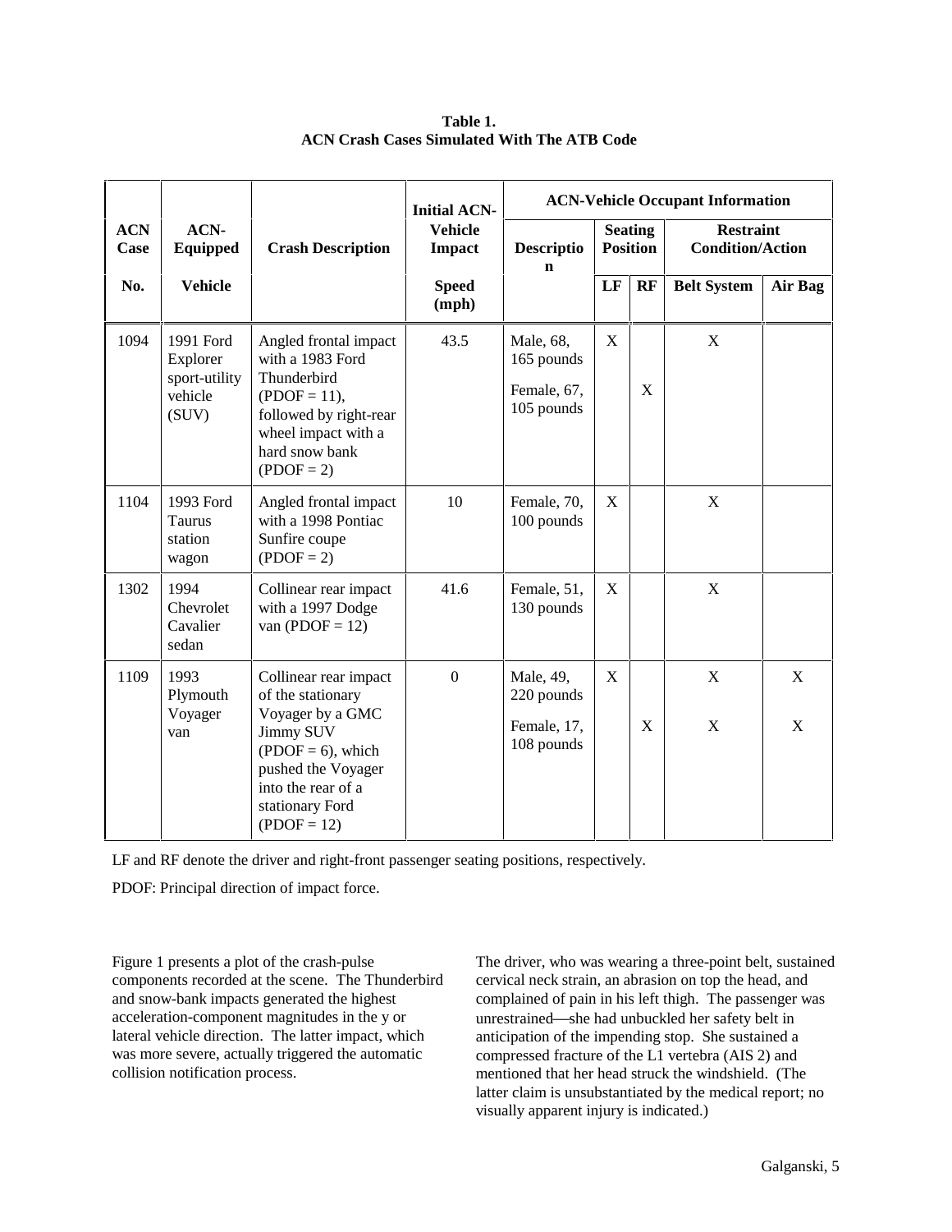**Table 1.**
**ACN Crash Cases Simulated With The ATB Code**

| ACN Case No. | ACN-Equipped Vehicle | Crash Description | Initial ACN-Vehicle Impact Speed (mph) | ACN-Vehicle Occupant Information | | | | |
|---|---|---|---|---|---|---|---|---|
| | | | | Description | Seating Position | | Restraint Condition/Action | |
| | | | | | LF | RF | Belt System | Air Bag |
| 1094 | 1991 Ford Explorer sport-utility vehicle (SUV) | Angled frontal impact with a 1983 Ford Thunderbird (PDOF = 11), followed by right-rear wheel impact with a hard snow bank (PDOF = 2) | 43.5 | Male, 68, 165 pounds | X | | X | |
| | | | | Female, 67, 105 pounds | | X | | |
| 1104 | 1993 Ford Taurus station wagon | Angled frontal impact with a 1998 Pontiac Sunfire coupe (PDOF = 2) | 10 | Female, 70, 100 pounds | X | | X | |
| 1302 | 1994 Chevrolet Cavalier sedan | Collinear rear impact with a 1997 Dodge van (PDOF = 12) | 41.6 | Female, 51, 130 pounds | X | | X | |
| 1109 | 1993 Plymouth Voyager van | Collinear rear impact of the stationary Voyager by a GMC Jimmy SUV (PDOF = 6), which pushed the Voyager into the rear of a stationary Ford (PDOF = 12) | 0 | Male, 49, 220 pounds | X | | X | X |
| | | | | Female, 17, 108 pounds | | X | X | X |

LF and RF denote the driver and right-front passenger seating positions, respectively.

PDOF: Principal direction of impact force.

Figure 1 presents a plot of the crash-pulse components recorded at the scene. The Thunderbird and snow-bank impacts generated the highest acceleration-component magnitudes in the y or lateral vehicle direction. The latter impact, which was more severe, actually triggered the automatic collision notification process.

The driver, who was wearing a three-point belt, sustained cervical neck strain, an abrasion on top the head, and complained of pain in his left thigh. The passenger was unrestrained—she had unbuckled her safety belt in anticipation of the impending stop. She sustained a compressed fracture of the L1 vertebra (AIS 2) and mentioned that her head struck the windshield. (The latter claim is unsubstantiated by the medical report; no visually apparent injury is indicated.)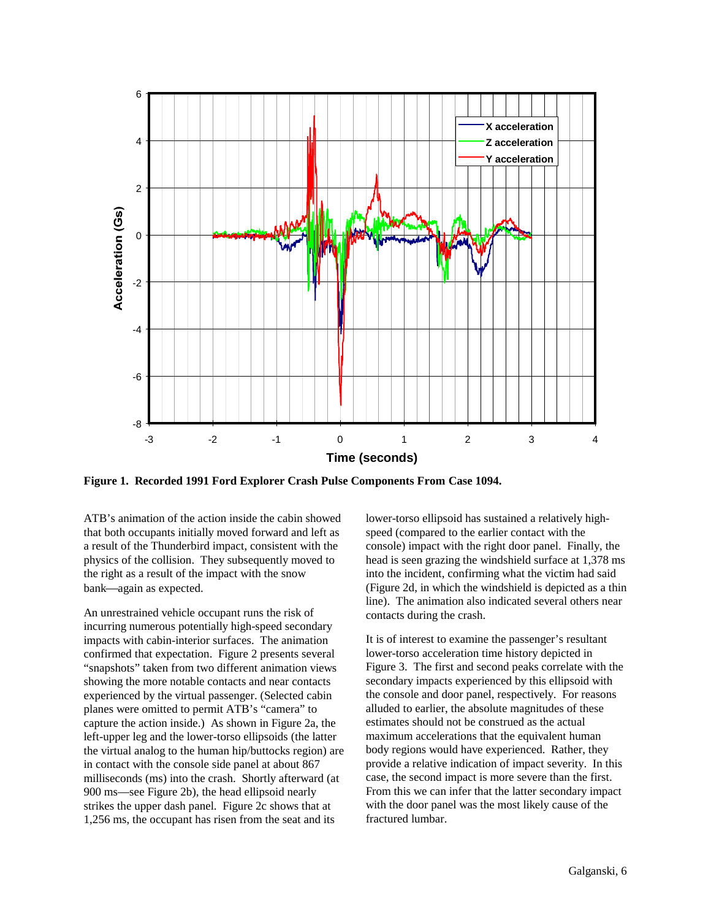**Figure 1. Recorded 1991 Ford Explorer Crash Pulse Components From Case 1094.**

ATB's animation of the action inside the cabin showed that both occupants initially moved forward and left as a result of the Thunderbird impact, consistent with the physics of the collision. They subsequently moved to the right as a result of the impact with the snow bank—again as expected.

An unrestrained vehicle occupant runs the risk of incurring numerous potentially high-speed secondary impacts with cabin-interior surfaces. The animation confirmed that expectation. Figure 2 presents several "snapshots" taken from two different animation views showing the more notable contacts and near contacts experienced by the virtual passenger. (Selected cabin planes were omitted to permit ATB's "camera" to capture the action inside.) As shown in Figure 2a, the left-upper leg and the lower-torso ellipsoids (the latter the virtual analog to the human hip/buttocks region) are in contact with the console side panel at about 867 milliseconds (ms) into the crash. Shortly afterward (at 900 ms—see Figure 2b), the head ellipsoid nearly strikes the upper dash panel. Figure 2c shows that at 1,256 ms, the occupant has risen from the seat and its lower-torso ellipsoid has sustained a relatively high-speed (compared to the earlier contact with the console) impact with the right door panel. Finally, the head is seen grazing the windshield surface at 1,378 ms into the incident, confirming what the victim had said (Figure 2d, in which the windshield is depicted as a thin line). The animation also indicated several others near contacts during the crash.

It is of interest to examine the passenger's resultant lower-torso acceleration time history depicted in Figure 3. The first and second peaks correlate with the secondary impacts experienced by this ellipsoid with the console and door panel, respectively. For reasons alluded to earlier, the absolute magnitudes of these estimates should not be construed as the actual maximum accelerations that the equivalent human body regions would have experienced. Rather, they provide a relative indication of impact severity. In this case, the second impact is more severe than the first. From this we can infer that the latter secondary impact with the door panel was the most likely cause of the fractured lumbar.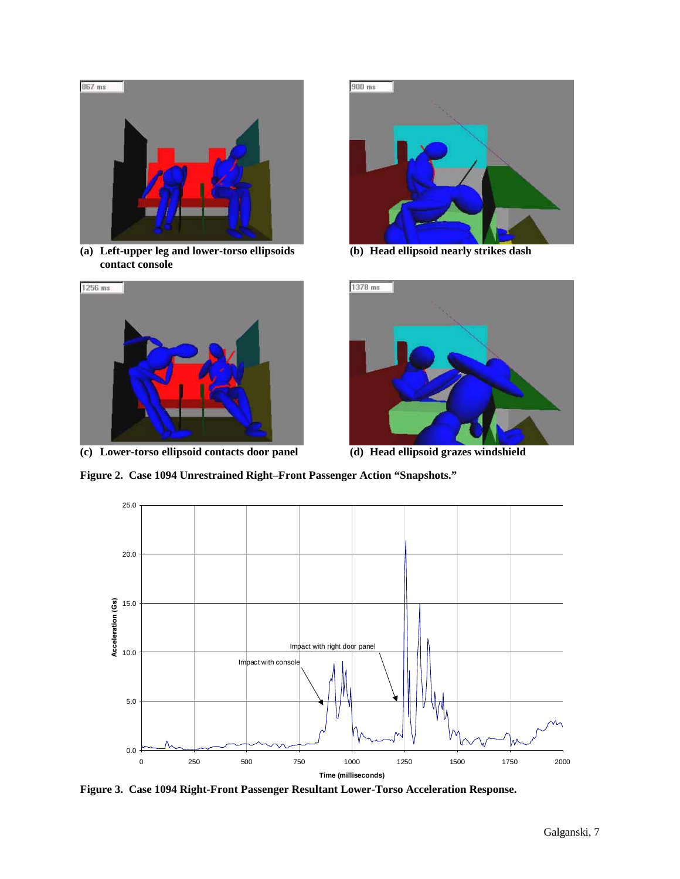867 ms

(a) **Left-upper leg and lower-torso ellipsoids contact console**

900 ms

(b) **Head ellipsoid nearly strikes dash**

1256 ms

(c) **Lower-torso ellipsoid contacts door panel**

1378 ms

(d) **Head ellipsoid grazes windshield**

**Figure 2. Case 1094 Unrestrained Right–Front Passenger Action "Snapshots."**

Acceleration (Gs)

25.0
20.0
15.0
10.0
5.0
0.0

0
250
500
750
1000
1250
1500
1750
2000

Time (milliseconds)

Impact with console

Impact with right door panel

**Figure 3. Case 1094 Right-Front Passenger Resultant Lower-Torso Acceleration Response.**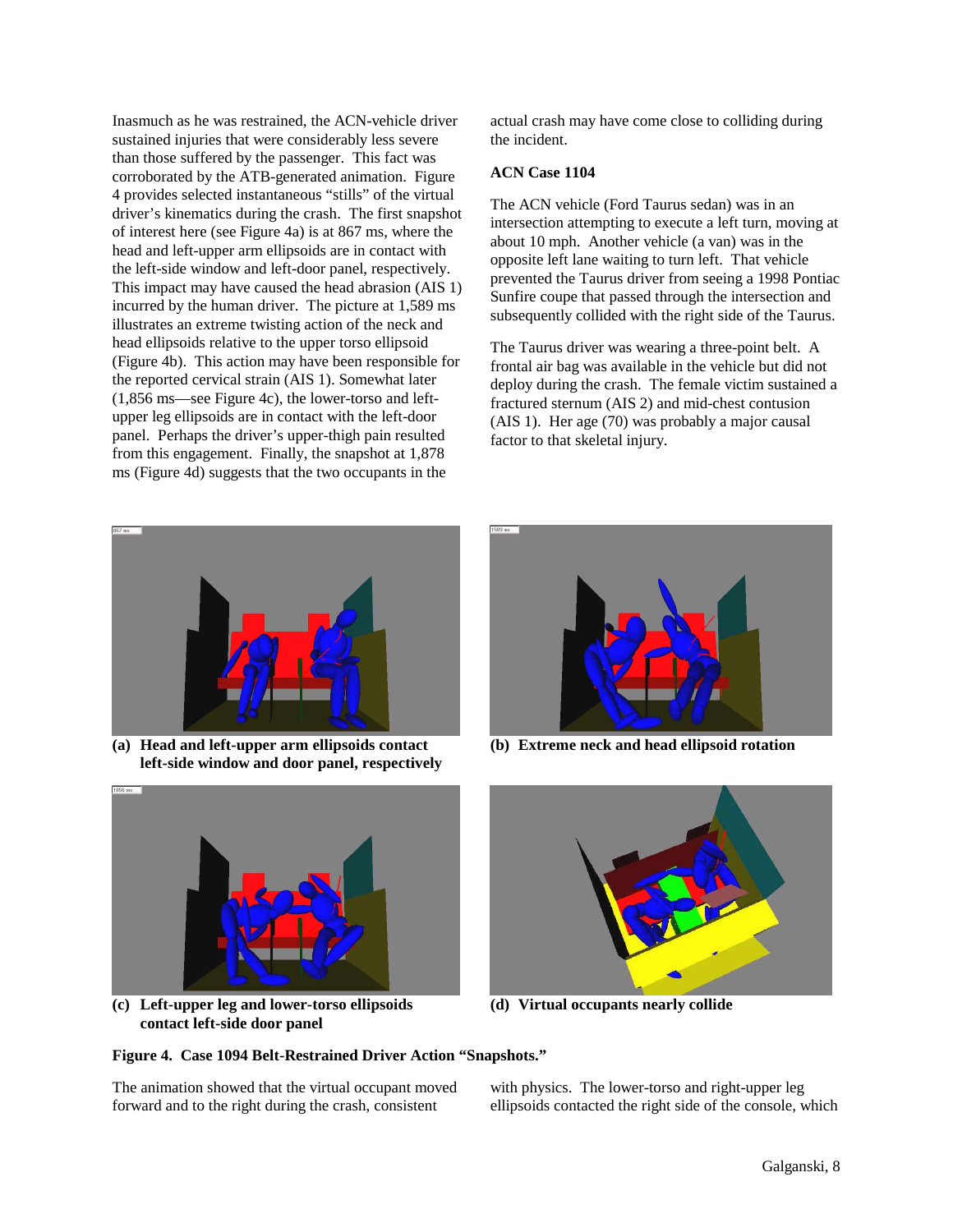Inasmuch as he was restrained, the ACN-vehicle driver sustained injuries that were considerably less severe than those suffered by the passenger. This fact was corroborated by the ATB-generated animation. Figure 4 provides selected instantaneous "stills" of the virtual driver's kinematics during the crash. The first snapshot of interest here (see Figure 4a) is at 867 ms, where the head and left-upper arm ellipsoids are in contact with the left-side window and left-door panel, respectively. This impact may have caused the head abrasion (AIS 1) incurred by the human driver. The picture at 1,589 ms illustrates an extreme twisting action of the neck and head ellipsoids relative to the upper torso ellipsoid (Figure 4b). This action may have been responsible for the reported cervical strain (AIS 1). Somewhat later (1,856 ms—see Figure 4c), the lower-torso and left-upper leg ellipsoids are in contact with the left-door panel. Perhaps the driver's upper-thigh pain resulted from this engagement. Finally, the snapshot at 1,878 ms (Figure 4d) suggests that the two occupants in the actual crash may have come close to colliding during the incident.

### ACN Case 1104

The ACN vehicle (Ford Taurus sedan) was in an intersection attempting to execute a left turn, moving at about 10 mph. Another vehicle (a van) was in the opposite left lane waiting to turn left. That vehicle prevented the Taurus driver from seeing a 1998 Pontiac Sunfire coupe that passed through the intersection and subsequently collided with the right side of the Taurus.

The Taurus driver was wearing a three-point belt. A frontal air bag was available in the vehicle but did not deploy during the crash. The female victim sustained a fractured sternum (AIS 2) and mid-chest contusion (AIS 1). Her age (70) was probably a major causal factor to that skeletal injury.

867 ms

**(a) Head and left-upper arm ellipsoids contact left-side window and door panel, respectively**

1589 ms

**(b) Extreme neck and head ellipsoid rotation**

1856 ms

**(c) Left-upper leg and lower-torso ellipsoids contact left-side door panel**

**(d) Virtual occupants nearly collide**

**Figure 4. Case 1094 Belt-Restrained Driver Action "Snapshots."**

The animation showed that the virtual occupant moved forward and to the right during the crash, consistent with physics. The lower-torso and right-upper leg ellipsoids contacted the right side of the console, which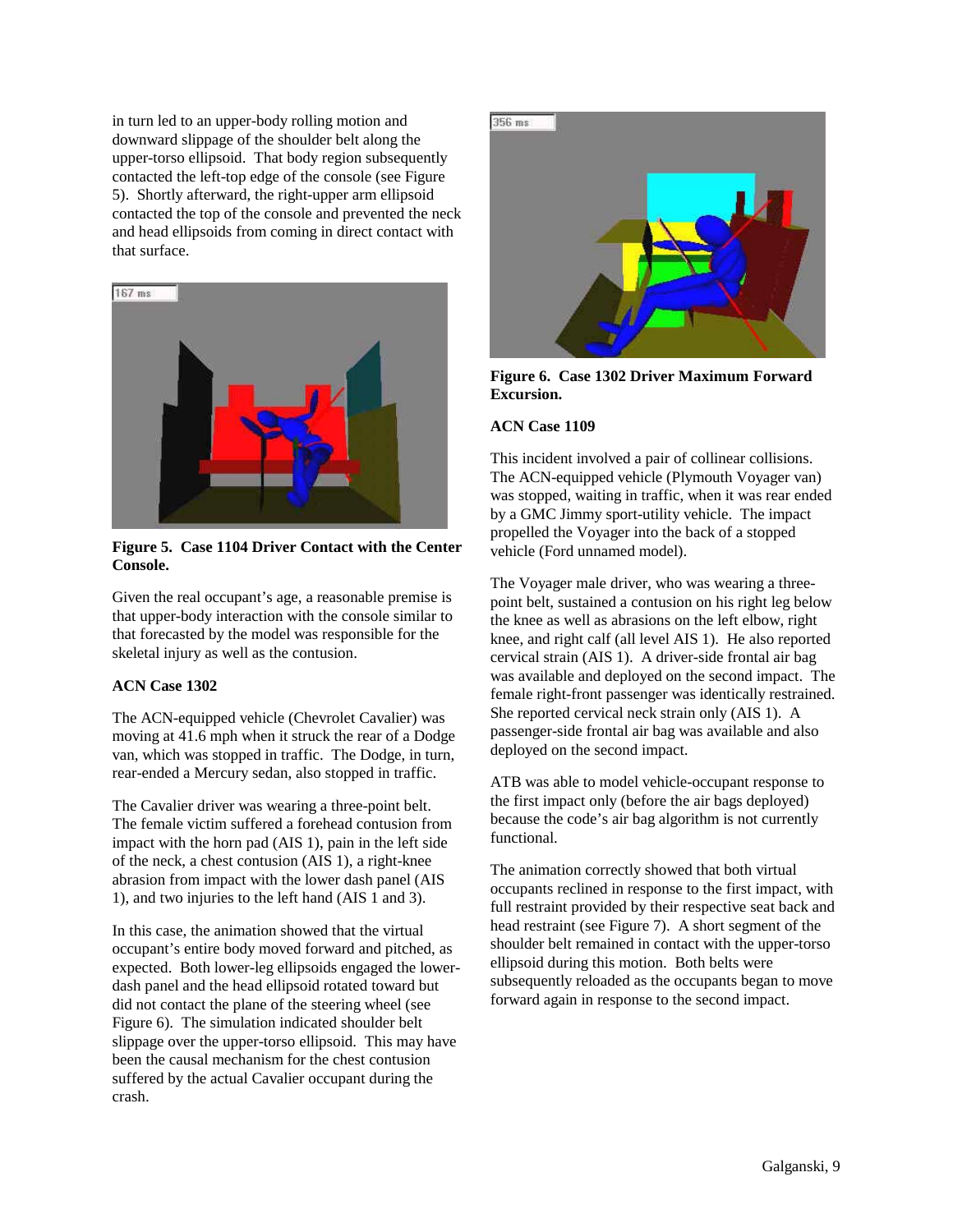in turn led to an upper-body rolling motion and downward slippage of the shoulder belt along the upper-torso ellipsoid. That body region subsequently contacted the left-top edge of the console (see Figure 5). Shortly afterward, the right-upper arm ellipsoid contacted the top of the console and prevented the neck and head ellipsoids from coming in direct contact with that surface.

167 ms

**Figure 5. Case 1104 Driver Contact with the Center Console.**

Given the real occupant's age, a reasonable premise is that upper-body interaction with the console similar to that forecasted by the model was responsible for the skeletal injury as well as the contusion.

**ACN Case 1302**

The ACN-equipped vehicle (Chevrolet Cavalier) was moving at 41.6 mph when it struck the rear of a Dodge van, which was stopped in traffic. The Dodge, in turn, rear-ended a Mercury sedan, also stopped in traffic.

The Cavalier driver was wearing a three-point belt. The female victim suffered a forehead contusion from impact with the horn pad (AIS 1), pain in the left side of the neck, a chest contusion (AIS 1), a right-knee abrasion from impact with the lower dash panel (AIS 1), and two injuries to the left hand (AIS 1 and 3).

In this case, the animation showed that the virtual occupant's entire body moved forward and pitched, as expected. Both lower-leg ellipsoids engaged the lower-dash panel and the head ellipsoid rotated toward but did not contact the plane of the steering wheel (see Figure 6). The simulation indicated shoulder belt slippage over the upper-torso ellipsoid. This may have been the causal mechanism for the chest contusion suffered by the actual Cavalier occupant during the crash.

356 ms

**Figure 6. Case 1302 Driver Maximum Forward Excursion.**

**ACN Case 1109**

This incident involved a pair of collinear collisions. The ACN-equipped vehicle (Plymouth Voyager van) was stopped, waiting in traffic, when it was rear ended by a GMC Jimmy sport-utility vehicle. The impact propelled the Voyager into the back of a stopped vehicle (Ford unnamed model).

The Voyager male driver, who was wearing a three-point belt, sustained a contusion on his right leg below the knee as well as abrasions on the left elbow, right knee, and right calf (all level AIS 1). He also reported cervical strain (AIS 1). A driver-side frontal air bag was available and deployed on the second impact. The female right-front passenger was identically restrained. She reported cervical neck strain only (AIS 1). A passenger-side frontal air bag was available and also deployed on the second impact.

ATB was able to model vehicle-occupant response to the first impact only (before the air bags deployed) because the code's air bag algorithm is not currently functional.

The animation correctly showed that both virtual occupants reclined in response to the first impact, with full restraint provided by their respective seat back and head restraint (see Figure 7). A short segment of the shoulder belt remained in contact with the upper-torso ellipsoid during this motion. Both belts were subsequently reloaded as the occupants began to move forward again in response to the second impact.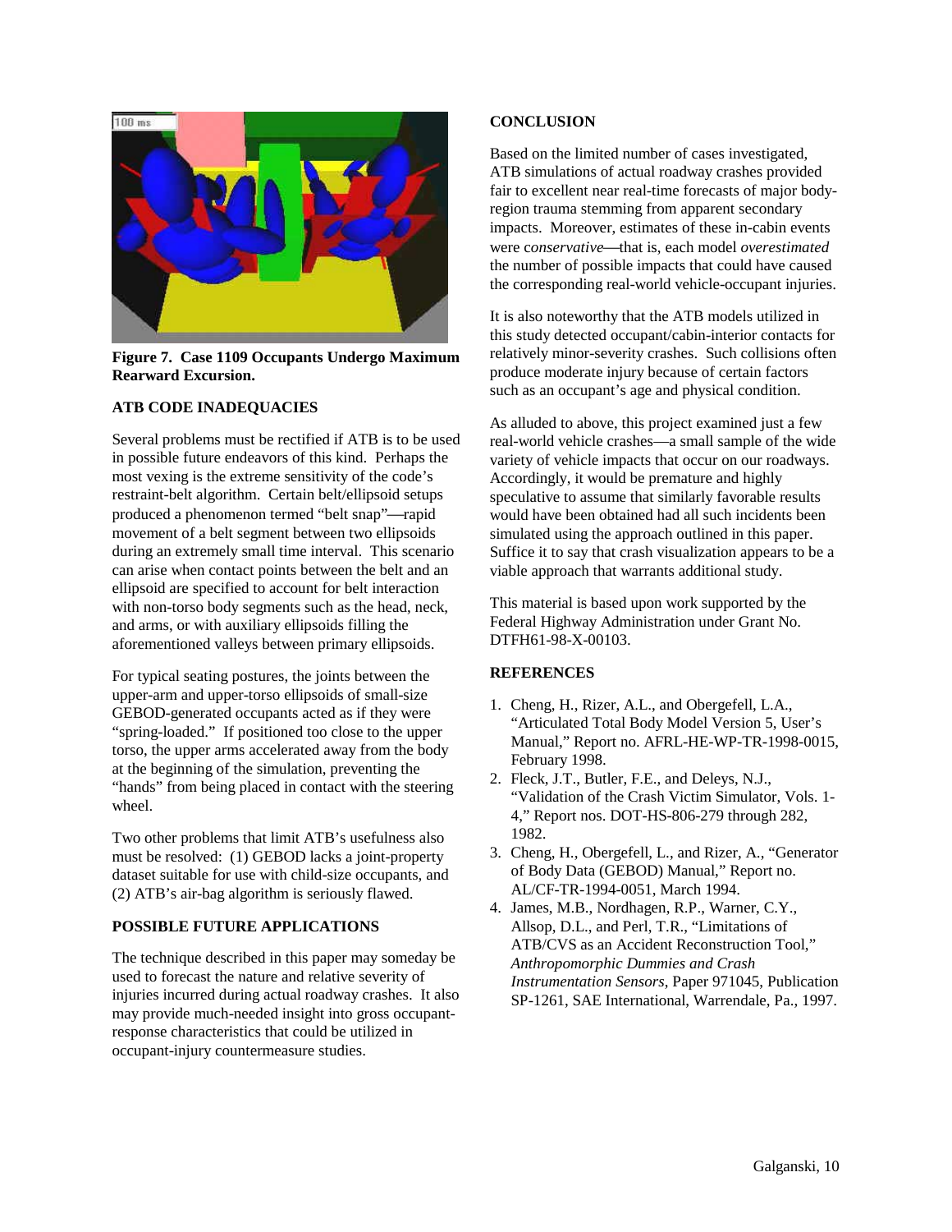Figure 7. Case 1109 Occupants Undergo Maximum Rearward Excursion.

## ATB CODE INADEQUACIES

Several problems must be rectified if ATB is to be used in possible future endeavors of this kind. Perhaps the most vexing is the extreme sensitivity of the code's restraint-belt algorithm. Certain belt/ellipsoid setups produced a phenomenon termed "belt snap"—rapid movement of a belt segment between two ellipsoids during an extremely small time interval. This scenario can arise when contact points between the belt and an ellipsoid are specified to account for belt interaction with non-torso body segments such as the head, neck, and arms, or with auxiliary ellipsoids filling the aforementioned valleys between primary ellipsoids.

For typical seating postures, the joints between the upper-arm and upper-torso ellipsoids of small-size GEBOD-generated occupants acted as if they were "spring-loaded." If positioned too close to the upper torso, the upper arms accelerated away from the body at the beginning of the simulation, preventing the "hands" from being placed in contact with the steering wheel.

Two other problems that limit ATB's usefulness also must be resolved: (1) GEBOD lacks a joint-property dataset suitable for use with child-size occupants, and (2) ATB's air-bag algorithm is seriously flawed.

## POSSIBLE FUTURE APPLICATIONS

The technique described in this paper may someday be used to forecast the nature and relative severity of injuries incurred during actual roadway crashes. It also may provide much-needed insight into gross occupant-response characteristics that could be utilized in occupant-injury countermeasure studies.

## CONCLUSION

Based on the limited number of cases investigated, ATB simulations of actual roadway crashes provided fair to excellent near real-time forecasts of major body-region trauma stemming from apparent secondary impacts. Moreover, estimates of these in-cabin events were *conservative*—that is, each model *overestimated* the number of possible impacts that could have caused the corresponding real-world vehicle-occupant injuries.

It is also noteworthy that the ATB models utilized in this study detected occupant/cabin-interior contacts for relatively minor-severity crashes. Such collisions often produce moderate injury because of certain factors such as an occupant's age and physical condition.

As alluded to above, this project examined just a few real-world vehicle crashes—a small sample of the wide variety of vehicle impacts that occur on our roadways. Accordingly, it would be premature and highly speculative to assume that similarly favorable results would have been obtained had all such incidents been simulated using the approach outlined in this paper. Suffice it to say that crash visualization appears to be a viable approach that warrants additional study.

This material is based upon work supported by the Federal Highway Administration under Grant No. DTFH61-98-X-00103.

## REFERENCES

1. Cheng, H., Rizer, A.L., and Obergefell, L.A., "Articulated Total Body Model Version 5, User's Manual," Report no. AFRL-HE-WP-TR-1998-0015, February 1998.
2. Fleck, J.T., Butler, F.E., and Deleys, N.J., "Validation of the Crash Victim Simulator, Vols. 1-4," Report nos. DOT-HS-806-279 through 282, 1982.
3. Cheng, H., Obergefell, L., and Rizer, A., "Generator of Body Data (GEBOD) Manual," Report no. AL/CF-TR-1994-0051, March 1994.
4. James, M.B., Nordhagen, R.P., Warner, C.Y., Allsop, D.L., and Perl, T.R., "Limitations of ATB/CVS as an Accident Reconstruction Tool," *Anthropomorphic Dummies and Crash Instrumentation Sensors*, Paper 971045, Publication SP-1261, SAE International, Warrendale, Pa., 1997.